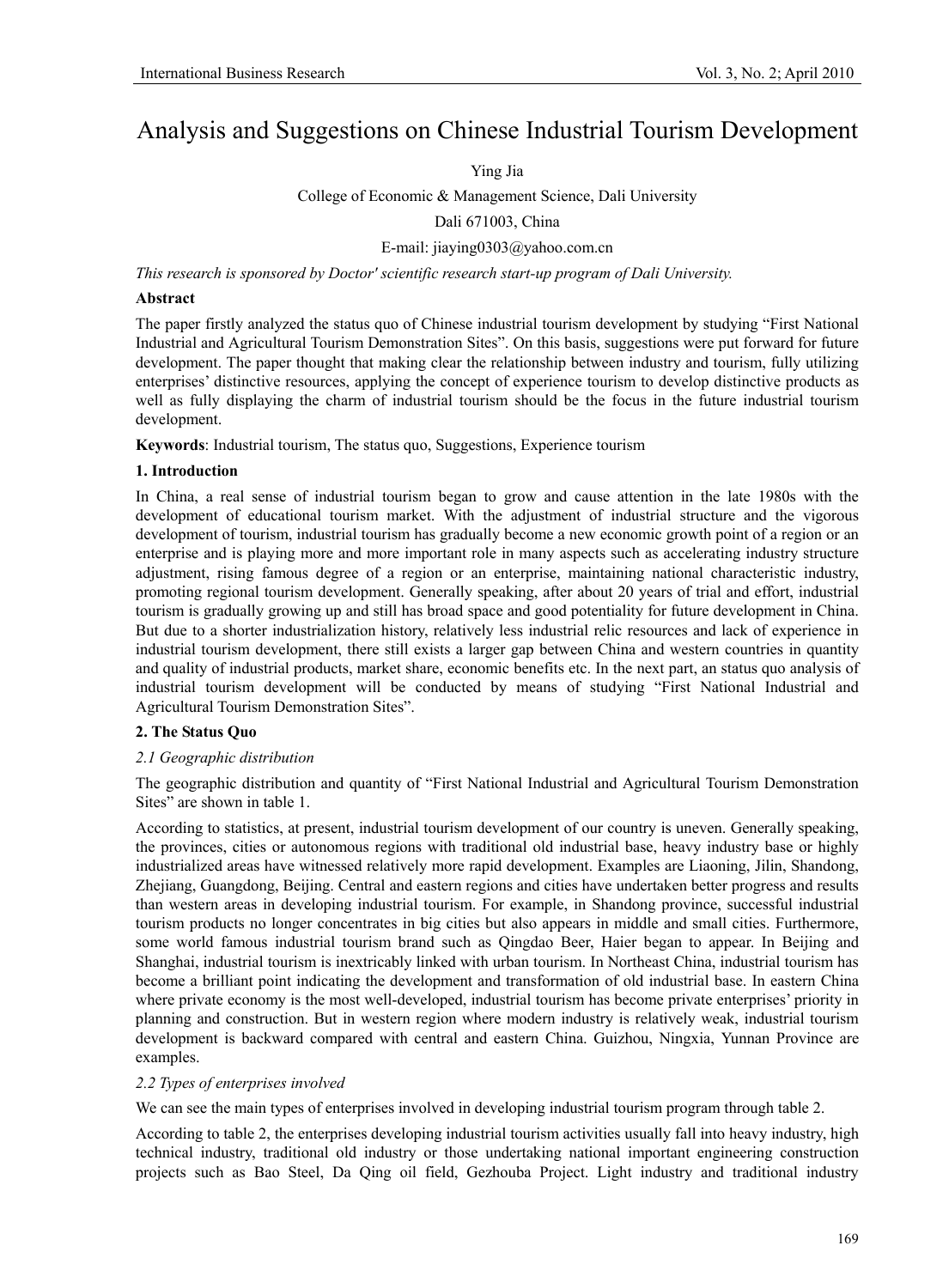# Analysis and Suggestions on Chinese Industrial Tourism Development

Ying Jia

College of Economic & Management Science, Dali University

Dali 671003, China

E-mail: jiaying0303@yahoo.com.cn

*This research is sponsored by Doctor' scientific research start-up program of Dali University.*

**Abstract**

The paper firstly analyzed the status quo of Chinese industrial tourism development by studying "First National Industrial and Agricultural Tourism Demonstration Sites". On this basis, suggestions were put forward for future development. The paper thought that making clear the relationship between industry and tourism, fully utilizing enterprises' distinctive resources, applying the concept of experience tourism to develop distinctive products as well as fully displaying the charm of industrial tourism should be the focus in the future industrial tourism development.

**Keywords**: Industrial tourism, The status quo, Suggestions, Experience tourism

## 1. Introduction

In China, a real sense of industrial tourism began to grow and cause attention in the late 1980s with the development of educational tourism market. With the adjustment of industrial structure and the vigorous development of tourism, industrial tourism has gradually become a new economic growth point of a region or an enterprise and is playing more and more important role in many aspects such as accelerating industry structure adjustment, rising famous degree of a region or an enterprise, maintaining national characteristic industry, promoting regional tourism development. Generally speaking, after about 20 years of trial and effort, industrial tourism is gradually growing up and still has broad space and good potentiality for future development in China. But due to a shorter industrialization history, relatively less industrial relic resources and lack of experience in industrial tourism development, there still exists a larger gap between China and western countries in quantity and quality of industrial products, market share, economic benefits etc. In the next part, an status quo analysis of industrial tourism development will be conducted by means of studying "First National Industrial and Agricultural Tourism Demonstration Sites".

## 2. The Status Quo

### *2.1 Geographic distribution*

The geographic distribution and quantity of "First National Industrial and Agricultural Tourism Demonstration Sites" are shown in table 1.

According to statistics, at present, industrial tourism development of our country is uneven. Generally speaking, the provinces, cities or autonomous regions with traditional old industrial base, heavy industry base or highly industrialized areas have witnessed relatively more rapid development. Examples are Liaoning, Jilin, Shandong, Zhejiang, Guangdong, Beijing. Central and eastern regions and cities have undertaken better progress and results than western areas in developing industrial tourism. For example, in Shandong province, successful industrial tourism products no longer concentrates in big cities but also appears in middle and small cities. Furthermore, some world famous industrial tourism brand such as Qingdao Beer, Haier began to appear. In Beijing and Shanghai, industrial tourism is inextricably linked with urban tourism. In Northeast China, industrial tourism has become a brilliant point indicating the development and transformation of old industrial base. In eastern China where private economy is the most well-developed, industrial tourism has become private enterprises' priority in planning and construction. But in western region where modern industry is relatively weak, industrial tourism development is backward compared with central and eastern China. Guizhou, Ningxia, Yunnan Province are examples.

### *2.2 Types of enterprises involved*

We can see the main types of enterprises involved in developing industrial tourism program through table 2.

According to table 2, the enterprises developing industrial tourism activities usually fall into heavy industry, high technical industry, traditional old industry or those undertaking national important engineering construction projects such as Bao Steel, Da Qing oil field, Gezhouba Project. Light industry and traditional industry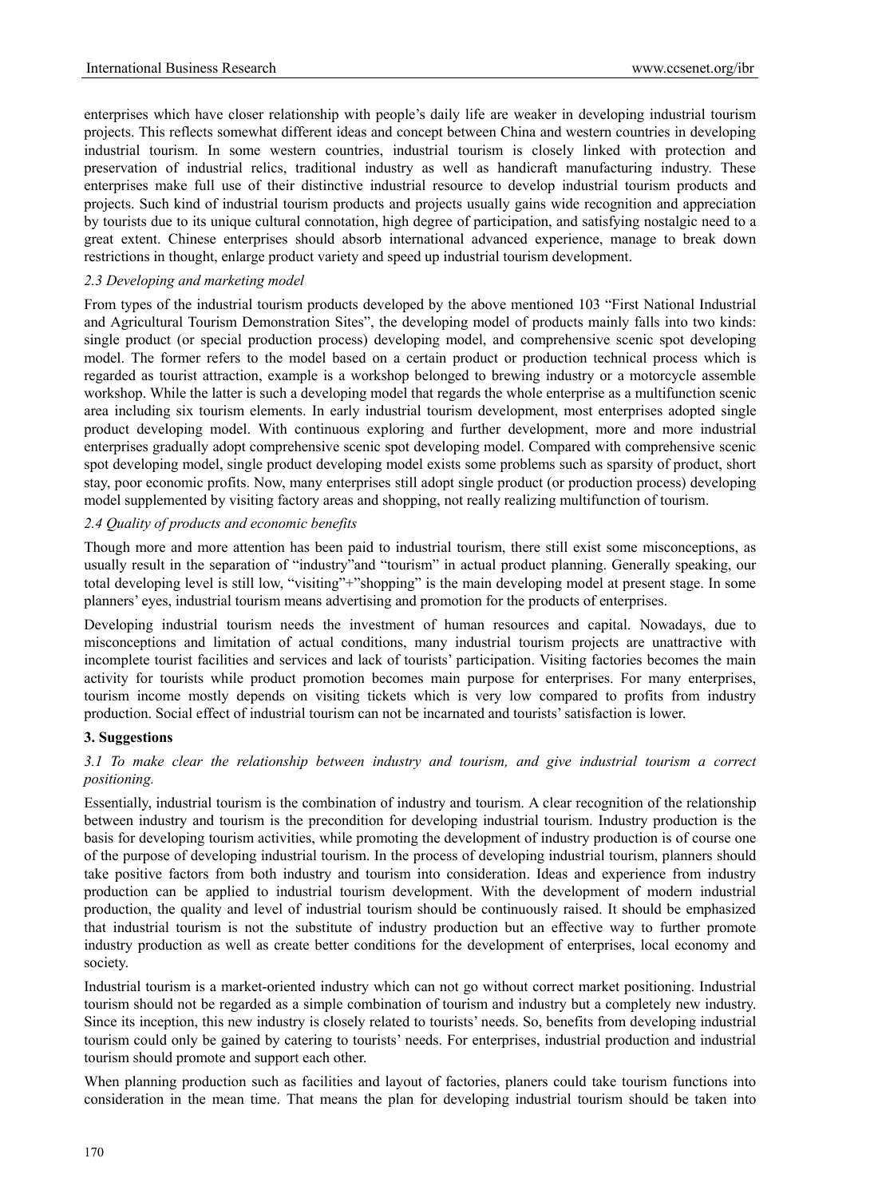enterprises which have closer relationship with people's daily life are weaker in developing industrial tourism projects. This reflects somewhat different ideas and concept between China and western countries in developing industrial tourism. In some western countries, industrial tourism is closely linked with protection and preservation of industrial relics, traditional industry as well as handicraft manufacturing industry. These enterprises make full use of their distinctive industrial resource to develop industrial tourism products and projects. Such kind of industrial tourism products and projects usually gains wide recognition and appreciation by tourists due to its unique cultural connotation, high degree of participation, and satisfying nostalgic need to a great extent. Chinese enterprises should absorb international advanced experience, manage to break down restrictions in thought, enlarge product variety and speed up industrial tourism development.

### *2.3 Developing and marketing model*

From types of the industrial tourism products developed by the above mentioned 103 "First National Industrial and Agricultural Tourism Demonstration Sites", the developing model of products mainly falls into two kinds: single product (or special production process) developing model, and comprehensive scenic spot developing model. The former refers to the model based on a certain product or production technical process which is regarded as tourist attraction, example is a workshop belonged to brewing industry or a motorcycle assemble workshop. While the latter is such a developing model that regards the whole enterprise as a multifunction scenic area including six tourism elements. In early industrial tourism development, most enterprises adopted single product developing model. With continuous exploring and further development, more and more industrial enterprises gradually adopt comprehensive scenic spot developing model. Compared with comprehensive scenic spot developing model, single product developing model exists some problems such as sparsity of product, short stay, poor economic profits. Now, many enterprises still adopt single product (or production process) developing model supplemented by visiting factory areas and shopping, not really realizing multifunction of tourism.

### *2.4 Quality of products and economic benefits*

Though more and more attention has been paid to industrial tourism, there still exist some misconceptions, as usually result in the separation of "industry"and "tourism" in actual product planning. Generally speaking, our total developing level is still low, "visiting"+"shopping" is the main developing model at present stage. In some planners' eyes, industrial tourism means advertising and promotion for the products of enterprises.

Developing industrial tourism needs the investment of human resources and capital. Nowadays, due to misconceptions and limitation of actual conditions, many industrial tourism projects are unattractive with incomplete tourist facilities and services and lack of tourists' participation. Visiting factories becomes the main activity for tourists while product promotion becomes main purpose for enterprises. For many enterprises, tourism income mostly depends on visiting tickets which is very low compared to profits from industry production. Social effect of industrial tourism can not be incarnated and tourists' satisfaction is lower.

## 3. Suggestions

### *3.1 To make clear the relationship between industry and tourism, and give industrial tourism a correct positioning.*

Essentially, industrial tourism is the combination of industry and tourism. A clear recognition of the relationship between industry and tourism is the precondition for developing industrial tourism. Industry production is the basis for developing tourism activities, while promoting the development of industry production is of course one of the purpose of developing industrial tourism. In the process of developing industrial tourism, planners should take positive factors from both industry and tourism into consideration. Ideas and experience from industry production can be applied to industrial tourism development. With the development of modern industrial production, the quality and level of industrial tourism should be continuously raised. It should be emphasized that industrial tourism is not the substitute of industry production but an effective way to further promote industry production as well as create better conditions for the development of enterprises, local economy and society.

Industrial tourism is a market-oriented industry which can not go without correct market positioning. Industrial tourism should not be regarded as a simple combination of tourism and industry but a completely new industry. Since its inception, this new industry is closely related to tourists' needs. So, benefits from developing industrial tourism could only be gained by catering to tourists' needs. For enterprises, industrial production and industrial tourism should promote and support each other.

When planning production such as facilities and layout of factories, planers could take tourism functions into consideration in the mean time. That means the plan for developing industrial tourism should be taken into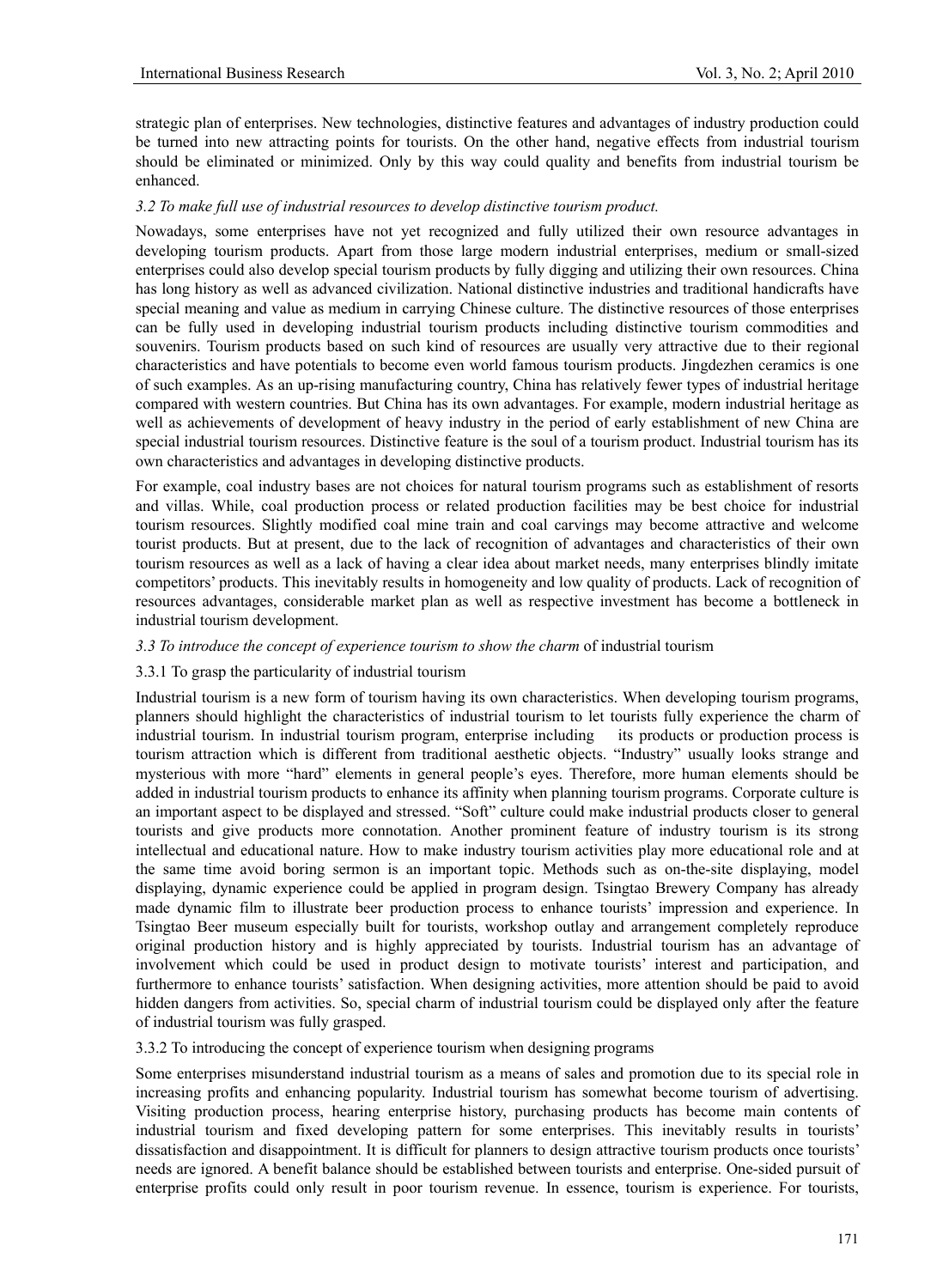strategic plan of enterprises. New technologies, distinctive features and advantages of industry production could be turned into new attracting points for tourists. On the other hand, negative effects from industrial tourism should be eliminated or minimized. Only by this way could quality and benefits from industrial tourism be enhanced.

### *3.2 To make full use of industrial resources to develop distinctive tourism product.*

Nowadays, some enterprises have not yet recognized and fully utilized their own resource advantages in developing tourism products. Apart from those large modern industrial enterprises, medium or small-sized enterprises could also develop special tourism products by fully digging and utilizing their own resources. China has long history as well as advanced civilization. National distinctive industries and traditional handicrafts have special meaning and value as medium in carrying Chinese culture. The distinctive resources of those enterprises can be fully used in developing industrial tourism products including distinctive tourism commodities and souvenirs. Tourism products based on such kind of resources are usually very attractive due to their regional characteristics and have potentials to become even world famous tourism products. Jingdezhen ceramics is one of such examples. As an up-rising manufacturing country, China has relatively fewer types of industrial heritage compared with western countries. But China has its own advantages. For example, modern industrial heritage as well as achievements of development of heavy industry in the period of early establishment of new China are special industrial tourism resources. Distinctive feature is the soul of a tourism product. Industrial tourism has its own characteristics and advantages in developing distinctive products.

For example, coal industry bases are not choices for natural tourism programs such as establishment of resorts and villas. While, coal production process or related production facilities may be best choice for industrial tourism resources. Slightly modified coal mine train and coal carvings may become attractive and welcome tourist products. But at present, due to the lack of recognition of advantages and characteristics of their own tourism resources as well as a lack of having a clear idea about market needs, many enterprises blindly imitate competitors' products. This inevitably results in homogeneity and low quality of products. Lack of recognition of resources advantages, considerable market plan as well as respective investment has become a bottleneck in industrial tourism development.

### *3.3 To introduce the concept of experience tourism to show the charm* of industrial tourism

#### 3.3.1 To grasp the particularity of industrial tourism

Industrial tourism is a new form of tourism having its own characteristics. When developing tourism programs, planners should highlight the characteristics of industrial tourism to let tourists fully experience the charm of industrial tourism. In industrial tourism program, enterprise including its products or production process is tourism attraction which is different from traditional aesthetic objects. "Industry" usually looks strange and mysterious with more "hard" elements in general people's eyes. Therefore, more human elements should be added in industrial tourism products to enhance its affinity when planning tourism programs. Corporate culture is an important aspect to be displayed and stressed. "Soft" culture could make industrial products closer to general tourists and give products more connotation. Another prominent feature of industry tourism is its strong intellectual and educational nature. How to make industry tourism activities play more educational role and at the same time avoid boring sermon is an important topic. Methods such as on-the-site displaying, model displaying, dynamic experience could be applied in program design. Tsingtao Brewery Company has already made dynamic film to illustrate beer production process to enhance tourists' impression and experience. In Tsingtao Beer museum especially built for tourists, workshop outlay and arrangement completely reproduce original production history and is highly appreciated by tourists. Industrial tourism has an advantage of involvement which could be used in product design to motivate tourists' interest and participation, and furthermore to enhance tourists' satisfaction. When designing activities, more attention should be paid to avoid hidden dangers from activities. So, special charm of industrial tourism could be displayed only after the feature of industrial tourism was fully grasped.

#### 3.3.2 To introducing the concept of experience tourism when designing programs

Some enterprises misunderstand industrial tourism as a means of sales and promotion due to its special role in increasing profits and enhancing popularity. Industrial tourism has somewhat become tourism of advertising. Visiting production process, hearing enterprise history, purchasing products has become main contents of industrial tourism and fixed developing pattern for some enterprises. This inevitably results in tourists' dissatisfaction and disappointment. It is difficult for planners to design attractive tourism products once tourists' needs are ignored. A benefit balance should be established between tourists and enterprise. One-sided pursuit of enterprise profits could only result in poor tourism revenue. In essence, tourism is experience. For tourists,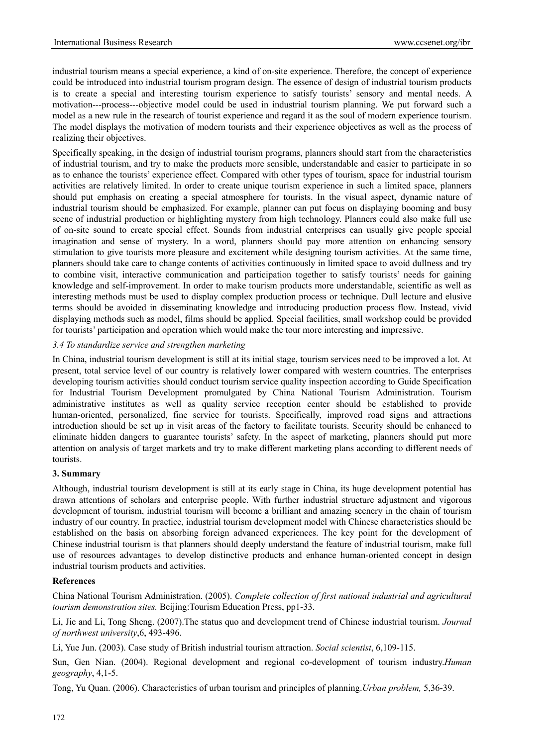industrial tourism means a special experience, a kind of on-site experience. Therefore, the concept of experience could be introduced into industrial tourism program design. The essence of design of industrial tourism products is to create a special and interesting tourism experience to satisfy tourists' sensory and mental needs. A motivation---process---objective model could be used in industrial tourism planning. We put forward such a model as a new rule in the research of tourist experience and regard it as the soul of modern experience tourism. The model displays the motivation of modern tourists and their experience objectives as well as the process of realizing their objectives.

Specifically speaking, in the design of industrial tourism programs, planners should start from the characteristics of industrial tourism, and try to make the products more sensible, understandable and easier to participate in so as to enhance the tourists' experience effect. Compared with other types of tourism, space for industrial tourism activities are relatively limited. In order to create unique tourism experience in such a limited space, planners should put emphasis on creating a special atmosphere for tourists. In the visual aspect, dynamic nature of industrial tourism should be emphasized. For example, planner can put focus on displaying booming and busy scene of industrial production or highlighting mystery from high technology. Planners could also make full use of on-site sound to create special effect. Sounds from industrial enterprises can usually give people special imagination and sense of mystery. In a word, planners should pay more attention on enhancing sensory stimulation to give tourists more pleasure and excitement while designing tourism activities. At the same time, planners should take care to change contents of activities continuously in limited space to avoid dullness and try to combine visit, interactive communication and participation together to satisfy tourists' needs for gaining knowledge and self-improvement. In order to make tourism products more understandable, scientific as well as interesting methods must be used to display complex production process or technique. Dull lecture and elusive terms should be avoided in disseminating knowledge and introducing production process flow. Instead, vivid displaying methods such as model, films should be applied. Special facilities, small workshop could be provided for tourists' participation and operation which would make the tour more interesting and impressive.

### *3.4 To standardize service and strengthen marketing*

In China, industrial tourism development is still at its initial stage, tourism services need to be improved a lot. At present, total service level of our country is relatively lower compared with western countries. The enterprises developing tourism activities should conduct tourism service quality inspection according to Guide Specification for Industrial Tourism Development promulgated by China National Tourism Administration. Tourism administrative institutes as well as quality service reception center should be established to provide human-oriented, personalized, fine service for tourists. Specifically, improved road signs and attractions introduction should be set up in visit areas of the factory to facilitate tourists. Security should be enhanced to eliminate hidden dangers to guarantee tourists' safety. In the aspect of marketing, planners should put more attention on analysis of target markets and try to make different marketing plans according to different needs of tourists.

## 3. Summary

Although, industrial tourism development is still at its early stage in China, its huge development potential has drawn attentions of scholars and enterprise people. With further industrial structure adjustment and vigorous development of tourism, industrial tourism will become a brilliant and amazing scenery in the chain of tourism industry of our country. In practice, industrial tourism development model with Chinese characteristics should be established on the basis on absorbing foreign advanced experiences. The key point for the development of Chinese industrial tourism is that planners should deeply understand the feature of industrial tourism, make full use of resources advantages to develop distinctive products and enhance human-oriented concept in design industrial tourism products and activities.

## References

China National Tourism Administration. (2005). *Complete collection of first national industrial and agricultural tourism demonstration sites.* Beijing:Tourism Education Press, pp1-33.

Li, Jie and Li, Tong Sheng. (2007).The status quo and development trend of Chinese industrial tourism. *Journal of northwest university*,6, 493-496.

Li, Yue Jun. (2003). Case study of British industrial tourism attraction. *Social scientist*, 6,109-115.

Sun, Gen Nian. (2004). Regional development and regional co-development of tourism industry.*Human geography*, 4,1-5.

Tong, Yu Quan. (2006). Characteristics of urban tourism and principles of planning.*Urban problem,* 5,36-39.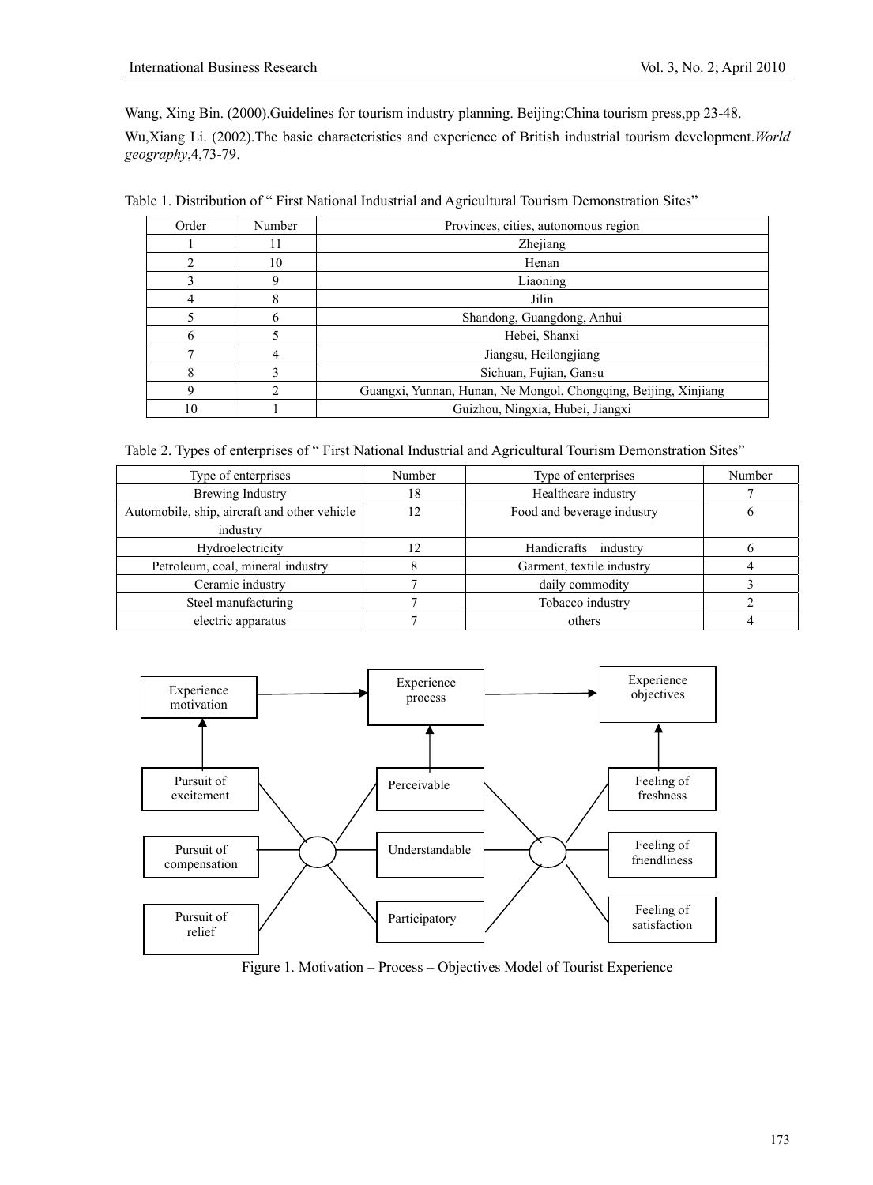Wang, Xing Bin. (2000).Guidelines for tourism industry planning. Beijing:China tourism press,pp 23-48.

Wu,Xiang Li. (2002).The basic characteristics and experience of British industrial tourism development.*World geography*,4,73-79.

Table 1. Distribution of " First National Industrial and Agricultural Tourism Demonstration Sites"

| Order | Number | Provinces, cities, autonomous region |
|---|---|---|
| 1 | 11 | Zhejiang |
| 2 | 10 | Henan |
| 3 | 9 | Liaoning |
| 4 | 8 | Jilin |
| 5 | 6 | Shandong, Guangdong, Anhui |
| 6 | 5 | Hebei, Shanxi |
| 7 | 4 | Jiangsu, Heilongjiang |
| 8 | 3 | Sichuan, Fujian, Gansu |
| 9 | 2 | Guangxi, Yunnan, Hunan, Ne Mongol, Chongqing, Beijing, Xinjiang |
| 10 | 1 | Guizhou, Ningxia, Hubei, Jiangxi |

Table 2. Types of enterprises of " First National Industrial and Agricultural Tourism Demonstration Sites"

| Type of enterprises | Number | Type of enterprises | Number |
|---|---|---|---|
| Brewing Industry | 18 | Healthcare industry | 7 |
| Automobile, ship, aircraft and other vehicle industry | 12 | Food and beverage industry | 6 |
| Hydroelectricity | 12 | Handicrafts industry | 6 |
| Petroleum, coal, mineral industry | 8 | Garment, textile industry | 4 |
| Ceramic industry | 7 | daily commodity | 3 |
| Steel manufacturing | 7 | Tobacco industry | 2 |
| electric apparatus | 7 | others | 4 |

Experience motivation

Experience process

Experience objectives

Pursuit of excitement

Pursuit of compensation

Pursuit of relief

Perceivable

Understandable

Participatory

Feeling of freshness

Feeling of friendliness

Feeling of satisfaction

Figure 1. Motivation – Process – Objectives Model of Tourist Experience